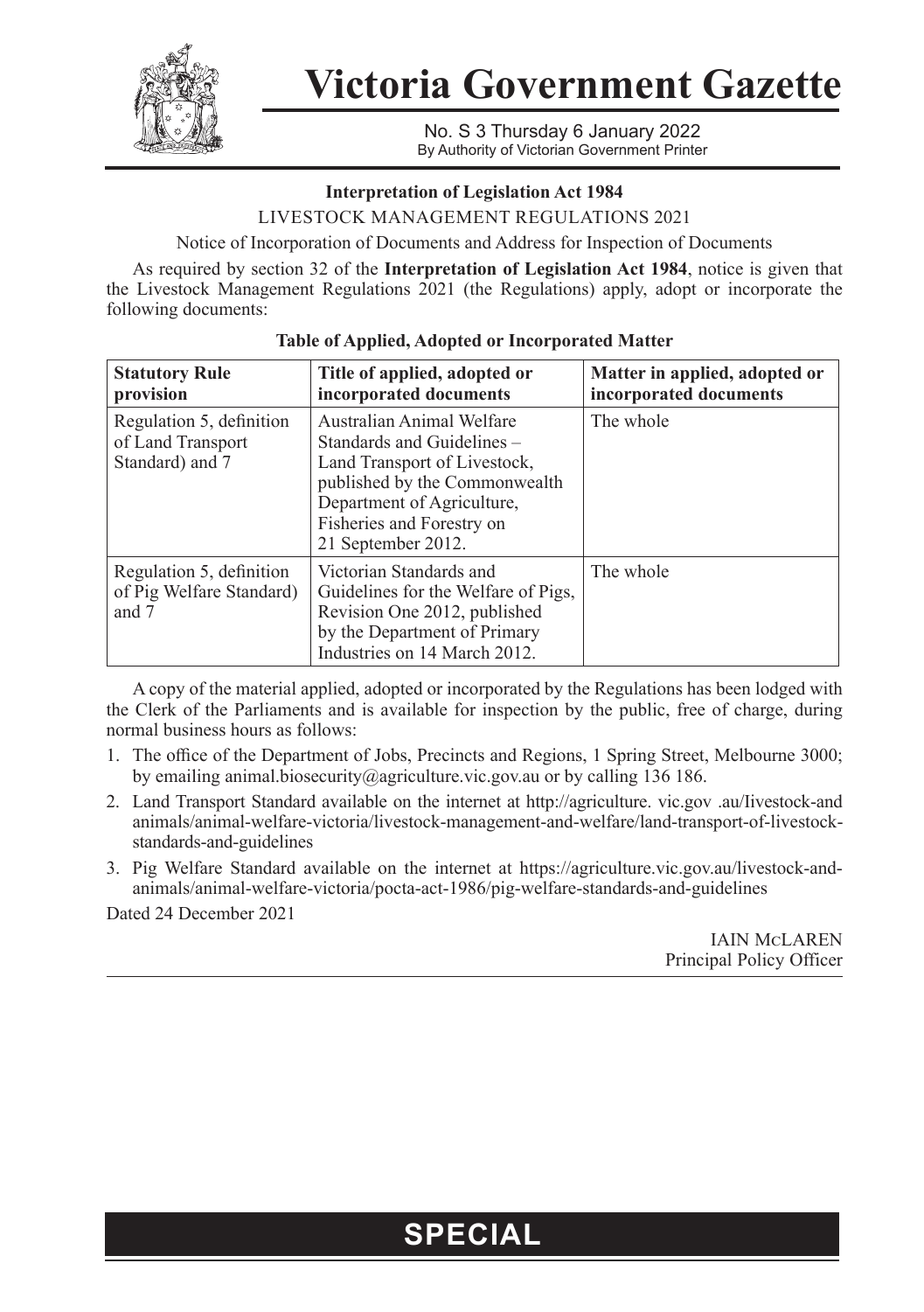# Victoria Government Gazette

No. S 3 Thursday 6 January 2022
By Authority of Victorian Government Printer

**Interpretation of Legislation Act 1984**

LIVESTOCK MANAGEMENT REGULATIONS 2021

Notice of Incorporation of Documents and Address for Inspection of Documents

As required by section 32 of the **Interpretation of Legislation Act 1984**, notice is given that the Livestock Management Regulations 2021 (the Regulations) apply, adopt or incorporate the following documents:

**Table of Applied, Adopted or Incorporated Matter**

| Statutory Rule provision | Title of applied, adopted or incorporated documents | Matter in applied, adopted or incorporated documents |
|---|---|---|
| Regulation 5, definition of Land Transport Standard) and 7 | Australian Animal Welfare Standards and Guidelines – Land Transport of Livestock, published by the Commonwealth Department of Agriculture, Fisheries and Forestry on 21 September 2012. | The whole |
| Regulation 5, definition of Pig Welfare Standard) and 7 | Victorian Standards and Guidelines for the Welfare of Pigs, Revision One 2012, published by the Department of Primary Industries on 14 March 2012. | The whole |

A copy of the material applied, adopted or incorporated by the Regulations has been lodged with the Clerk of the Parliaments and is available for inspection by the public, free of charge, during normal business hours as follows:

1. The office of the Department of Jobs, Precincts and Regions, 1 Spring Street, Melbourne 3000; by emailing animal.biosecurity@agriculture.vic.gov.au or by calling 136 186.
2. Land Transport Standard available on the internet at http://agriculture. vic.gov .au/Iivestock-and animals/animal-welfare-victoria/livestock-management-and-welfare/land-transport-of-livestock-standards-and-guidelines
3. Pig Welfare Standard available on the internet at https://agriculture.vic.gov.au/livestock-and-animals/animal-welfare-victoria/pocta-act-1986/pig-welfare-standards-and-guidelines

Dated 24 December 2021

IAIN McLAREN
Principal Policy Officer

**SPECIAL**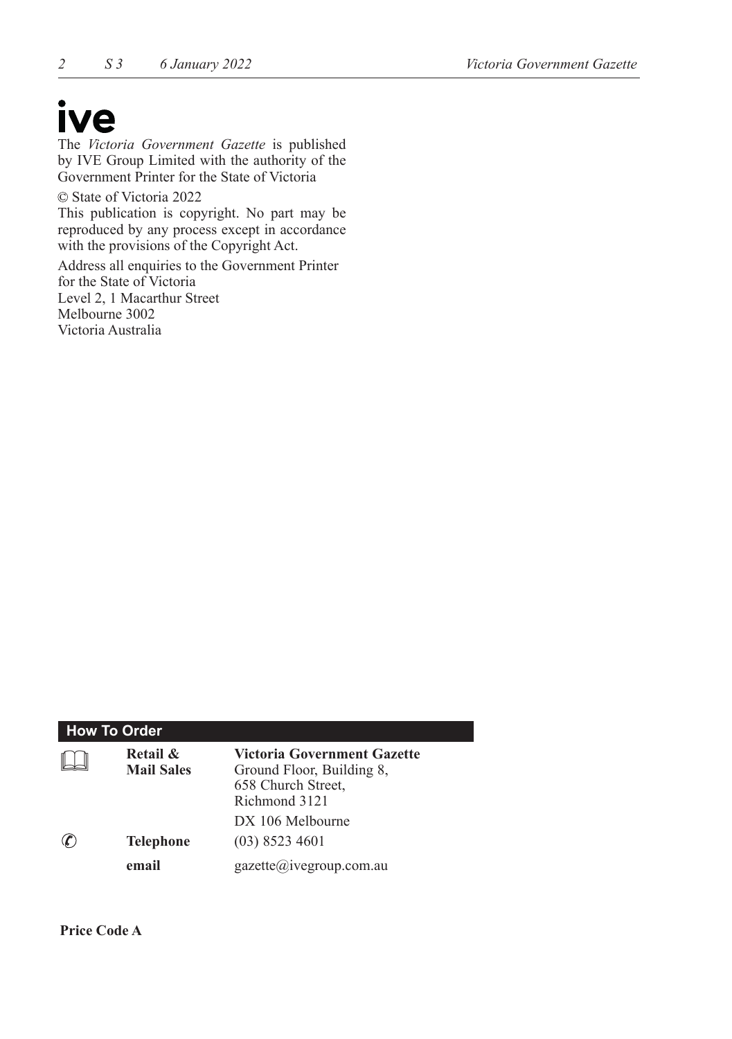ive

The *Victoria Government Gazette* is published by IVE Group Limited with the authority of the Government Printer for the State of Victoria

© State of Victoria 2022

This publication is copyright. No part may be reproduced by any process except in accordance with the provisions of the Copyright Act.

Address all enquiries to the Government Printer for the State of Victoria
Level 2, 1 Macarthur Street
Melbourne 3002
Victoria Australia

**How To Order**

| | | |
|---|---|---|
| | **Retail & Mail Sales** | **Victoria Government Gazette** Ground Floor, Building 8, 658 Church Street, Richmond 3121 |
| | | DX 106 Melbourne |
| | **Telephone** | (03) 8523 4601 |
| | **email** | gazette@ivegroup.com.au |

**Price Code A**